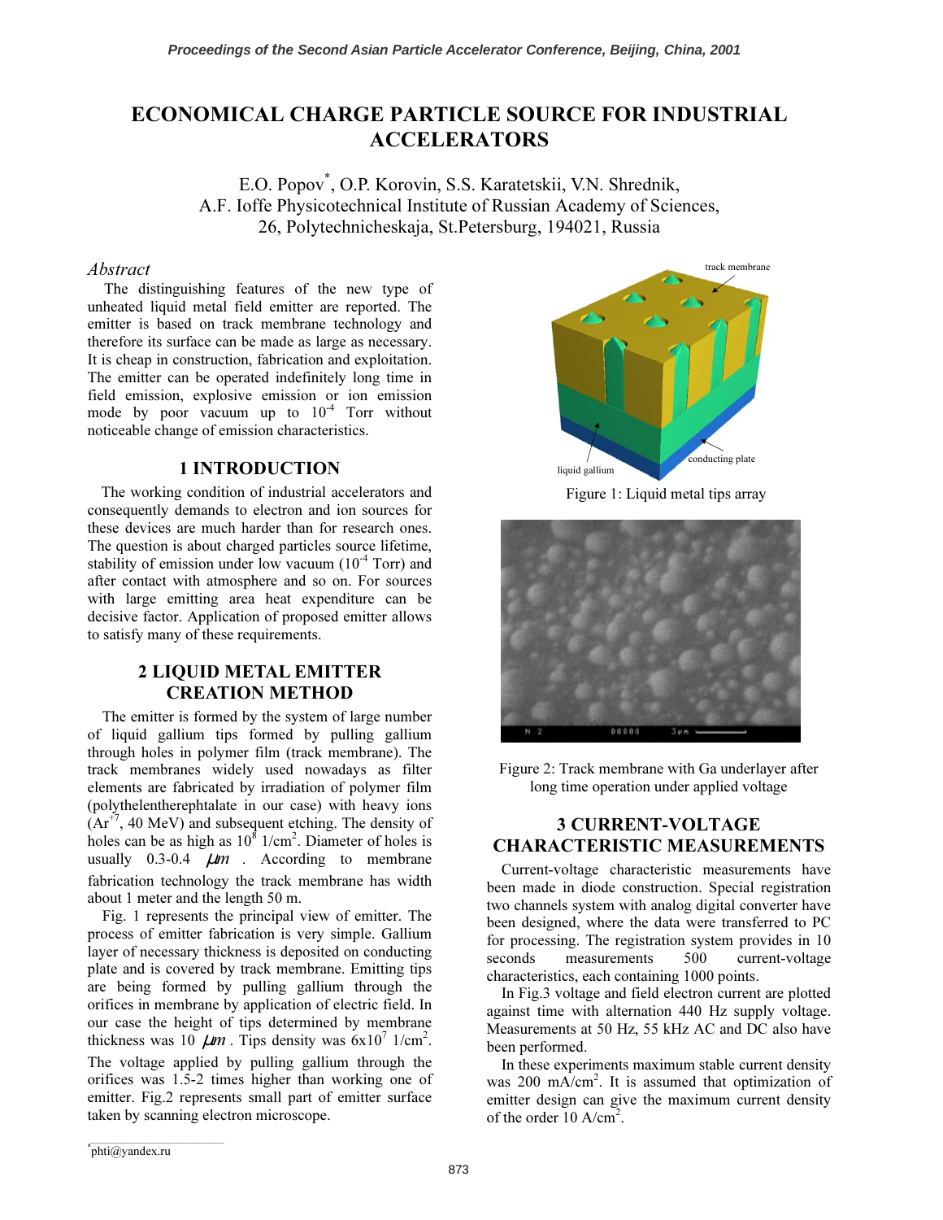# ECONOMICAL CHARGE PARTICLE SOURCE FOR INDUSTRIAL ACCELERATORS

E.O. Popov[*], O.P. Korovin, S.S. Karatetskii, V.N. Shrednik,
A.F. Ioffe Physicotechnical Institute of Russian Academy of Sciences,
26, Polytechnicheskaja, St.Petersburg, 194021, Russia

*Abstract*

The distinguishing features of the new type of unheated liquid metal field emitter are reported. The emitter is based on track membrane technology and therefore its surface can be made as large as necessary. It is cheap in construction, fabrication and exploitation. The emitter can be operated indefinitely long time in field emission, explosive emission or ion emission mode by poor vacuum up to $10^{-4}$ Torr without noticeable change of emission characteristics.

## 1 INTRODUCTION

The working condition of industrial accelerators and consequently demands to electron and ion sources for these devices are much harder than for research ones. The question is about charged particles source lifetime, stability of emission under low vacuum ($10^{-4}$ Torr) and after contact with atmosphere and so on. For sources with large emitting area heat expenditure can be decisive factor. Application of proposed emitter allows to satisfy many of these requirements.

## 2 LIQUID METAL EMITTER CREATION METHOD

The emitter is formed by the system of large number of liquid gallium tips formed by pulling gallium through holes in polymer film (track membrane). The track membranes widely used nowadays as filter elements are fabricated by irradiation of polymer film (polythelentherephtalate in our case) with heavy ions ($Ar^{+7}$, 40 MeV) and subsequent etching. The density of holes can be as high as $10^{8}$ 1/cm$^{2}$. Diameter of holes is usually 0.3-0.4 $\mu m$. According to membrane fabrication technology the track membrane has width about 1 meter and the length 50 m.

Fig. 1 represents the principal view of emitter. The process of emitter fabrication is very simple. Gallium layer of necessary thickness is deposited on conducting plate and is covered by track membrane. Emitting tips are being formed by pulling gallium through the orifices in membrane by application of electric field. In our case the height of tips determined by membrane thickness was 10 $\mu m$. Tips density was $6 \times 10^{7}$ 1/cm$^{2}$. The voltage applied by pulling gallium through the orifices was 1.5-2 times higher than working one of emitter. Fig.2 represents small part of emitter surface taken by scanning electron microscope.

Figure 1: Liquid metal tips array

Figure 2: Track membrane with Ga underlayer after long time operation under applied voltage

## 3 CURRENT-VOLTAGE CHARACTERISTIC MEASUREMENTS

Current-voltage characteristic measurements have been made in diode construction. Special registration two channels system with analog digital converter have been designed, where the data were transferred to PC for processing. The registration system provides in 10 seconds measurements 500 current-voltage characteristics, each containing 1000 points.

In Fig.3 voltage and field electron current are plotted against time with alternation 440 Hz supply voltage. Measurements at 50 Hz, 55 kHz AC and DC also have been performed.

In these experiments maximum stable current density was 200 mA/cm$^{2}$. It is assumed that optimization of emitter design can give the maximum current density of the order 10 A/cm$^{2}$.

[*] phti@yandex.ru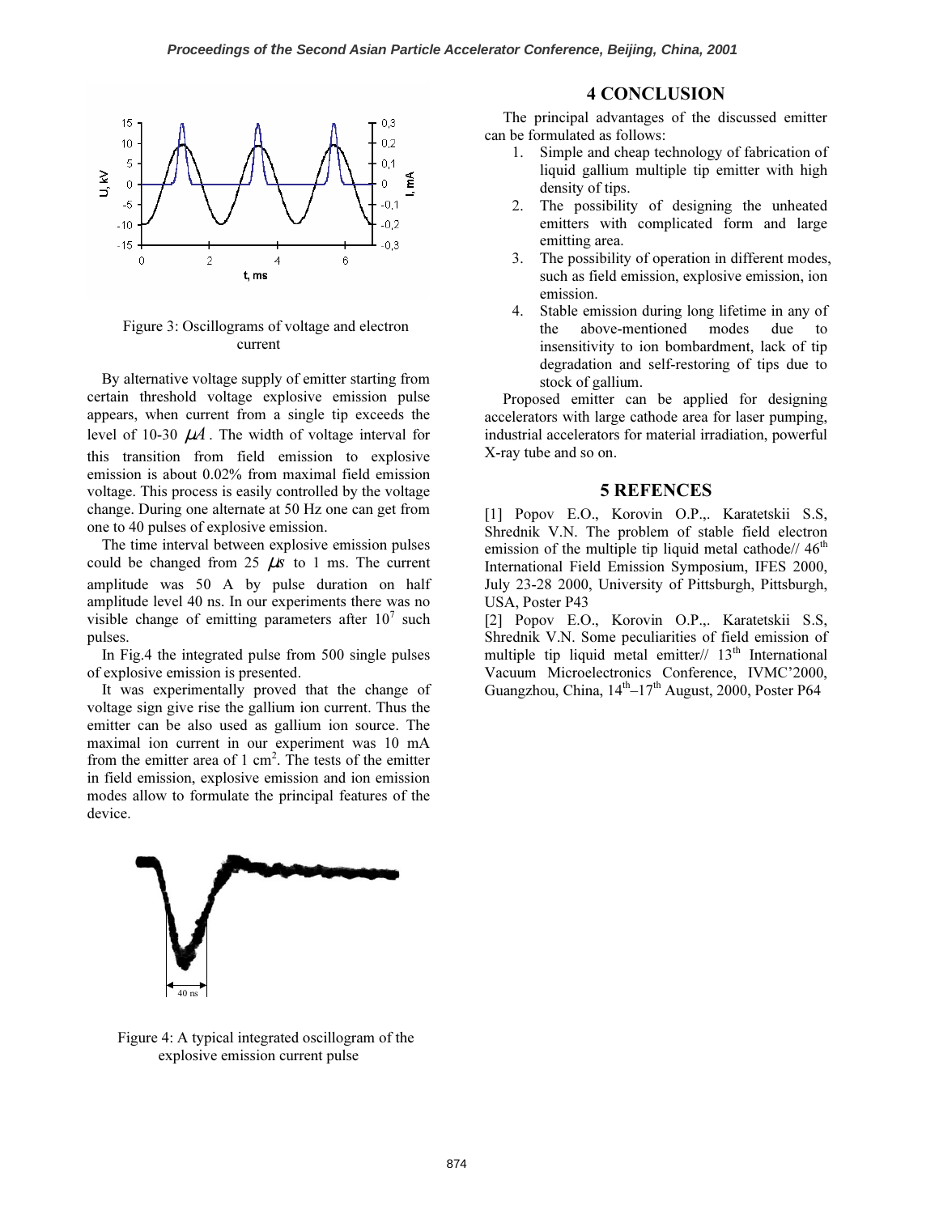15
10
5
0
-5
-10
-15

U, kV

0,3
0,2
0,1
0
-0,1
-0,2
-0,3

I, mA

0 2 4 6

t, ms

Figure 3: Oscillograms of voltage and electron current

By alternative voltage supply of emitter starting from certain threshold voltage explosive emission pulse appears, when current from a single tip exceeds the level of 10-30 $\mu A$. The width of voltage interval for this transition from field emission to explosive emission is about 0.02% from maximal field emission voltage. This process is easily controlled by the voltage change. During one alternate at 50 Hz one can get from one to 40 pulses of explosive emission.

The time interval between explosive emission pulses could be changed from 25 $\mu s$ to 1 ms. The current amplitude was 50 A by pulse duration on half amplitude level 40 ns. In our experiments there was no visible change of emitting parameters after $10^7$ such pulses.

In Fig.4 the integrated pulse from 500 single pulses of explosive emission is presented.

It was experimentally proved that the change of voltage sign give rise the gallium ion current. Thus the emitter can be also used as gallium ion source. The maximal ion current in our experiment was 10 mA from the emitter area of 1 $cm^2$. The tests of the emitter in field emission, explosive emission and ion emission modes allow to formulate the principal features of the device.

40 ns

Figure 4: A typical integrated oscillogram of the explosive emission current pulse

## 4 CONCLUSION

The principal advantages of the discussed emitter can be formulated as follows:

1. Simple and cheap technology of fabrication of liquid gallium multiple tip emitter with high density of tips.
2. The possibility of designing the unheated emitters with complicated form and large emitting area.
3. The possibility of operation in different modes, such as field emission, explosive emission, ion emission.
4. Stable emission during long lifetime in any of the above-mentioned modes due to insensitivity to ion bombardment, lack of tip degradation and self-restoring of tips due to stock of gallium.

Proposed emitter can be applied for designing accelerators with large cathode area for laser pumping, industrial accelerators for material irradiation, powerful X-ray tube and so on.

## 5 REFENCES

[1] Popov E.O., Korovin O.P.,. Karatetskii S.S, Shrednik V.N. The problem of stable field electron emission of the multiple tip liquid metal cathode// 46th International Field Emission Symposium, IFES 2000, July 23-28 2000, University of Pittsburgh, Pittsburgh, USA, Poster P43

[2] Popov E.O., Korovin O.P.,. Karatetskii S.S, Shrednik V.N. Some peculiarities of field emission of multiple tip liquid metal emitter// 13th International Vacuum Microelectronics Conference, IVMC'2000, Guangzhou, China, 14th–17th August, 2000, Poster P64